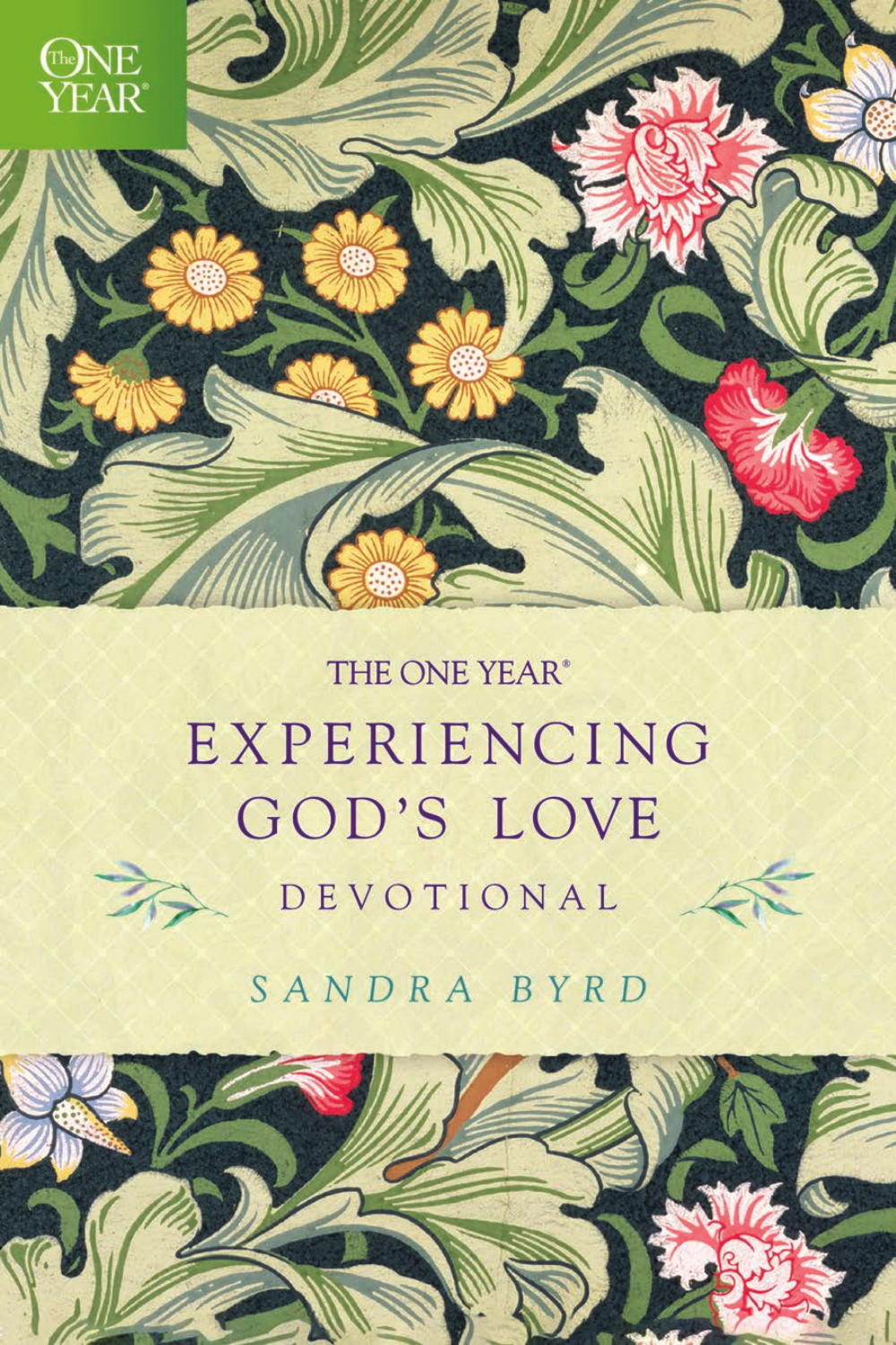The ONE YEAR®

# THE ONE YEAR® EXPERIENCING GOD'S LOVE DEVOTIONAL

SANDRA BYRD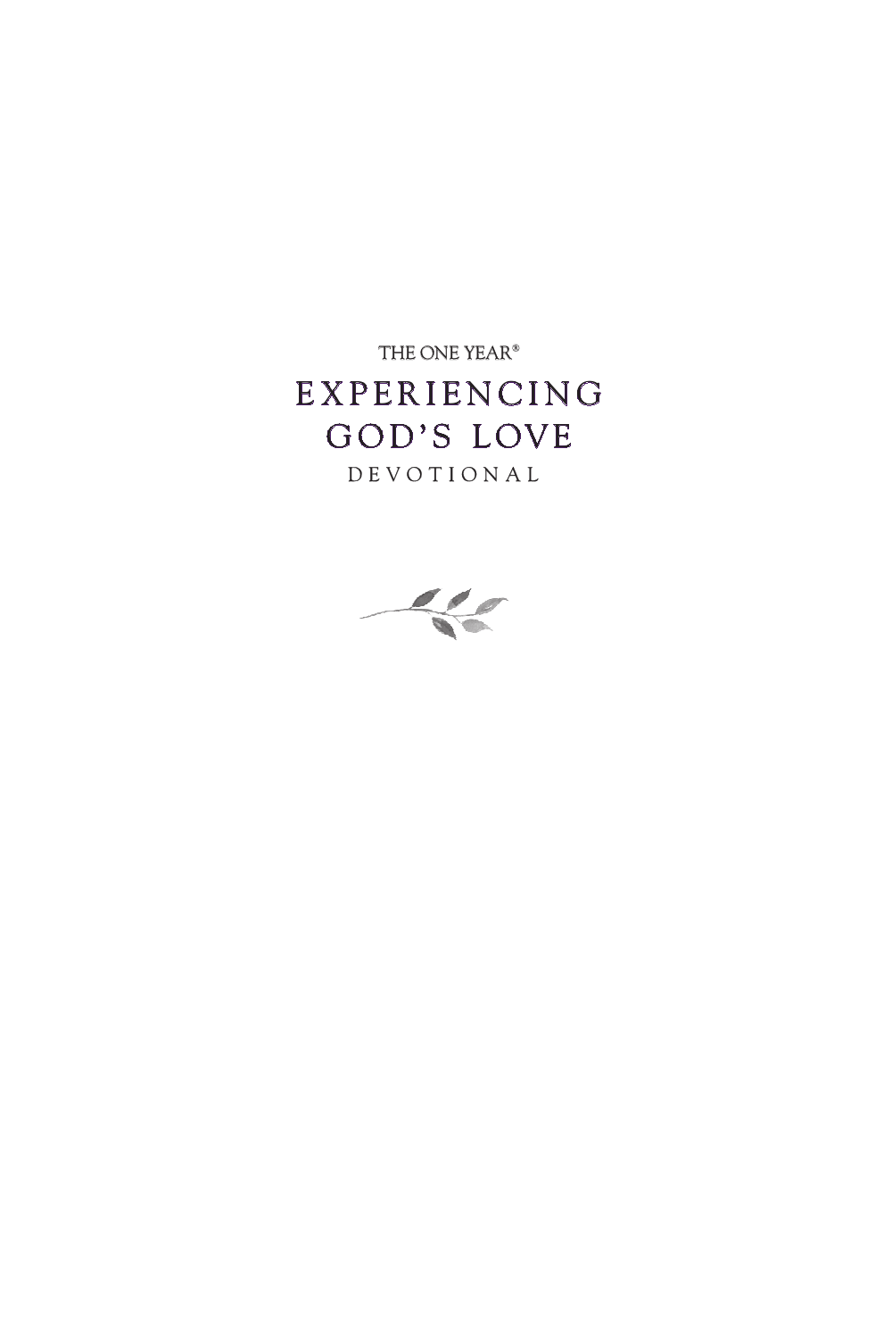THE ONE YEAR®

# EXPERIENCING GOD'S LOVE

DEVOTIONAL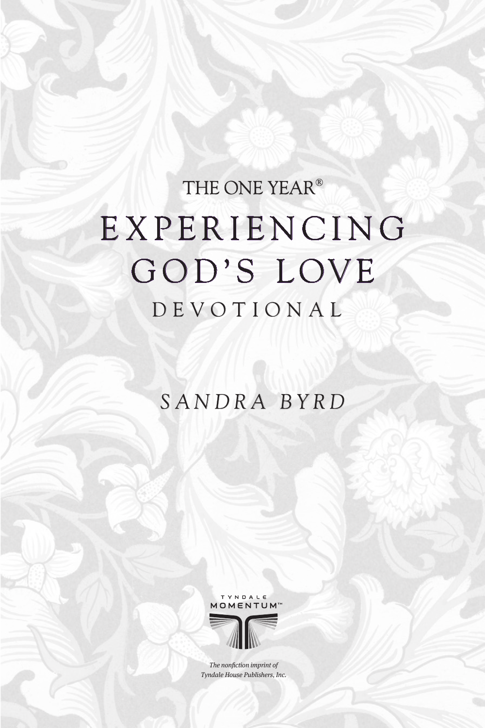THE ONE YEAR®

# EXPERIENCING GOD'S LOVE

## DEVOTIONAL

*SANDRA BYRD*

TYNDALE MOMENTUM™

*The nonfiction imprint of Tyndale House Publishers, Inc.*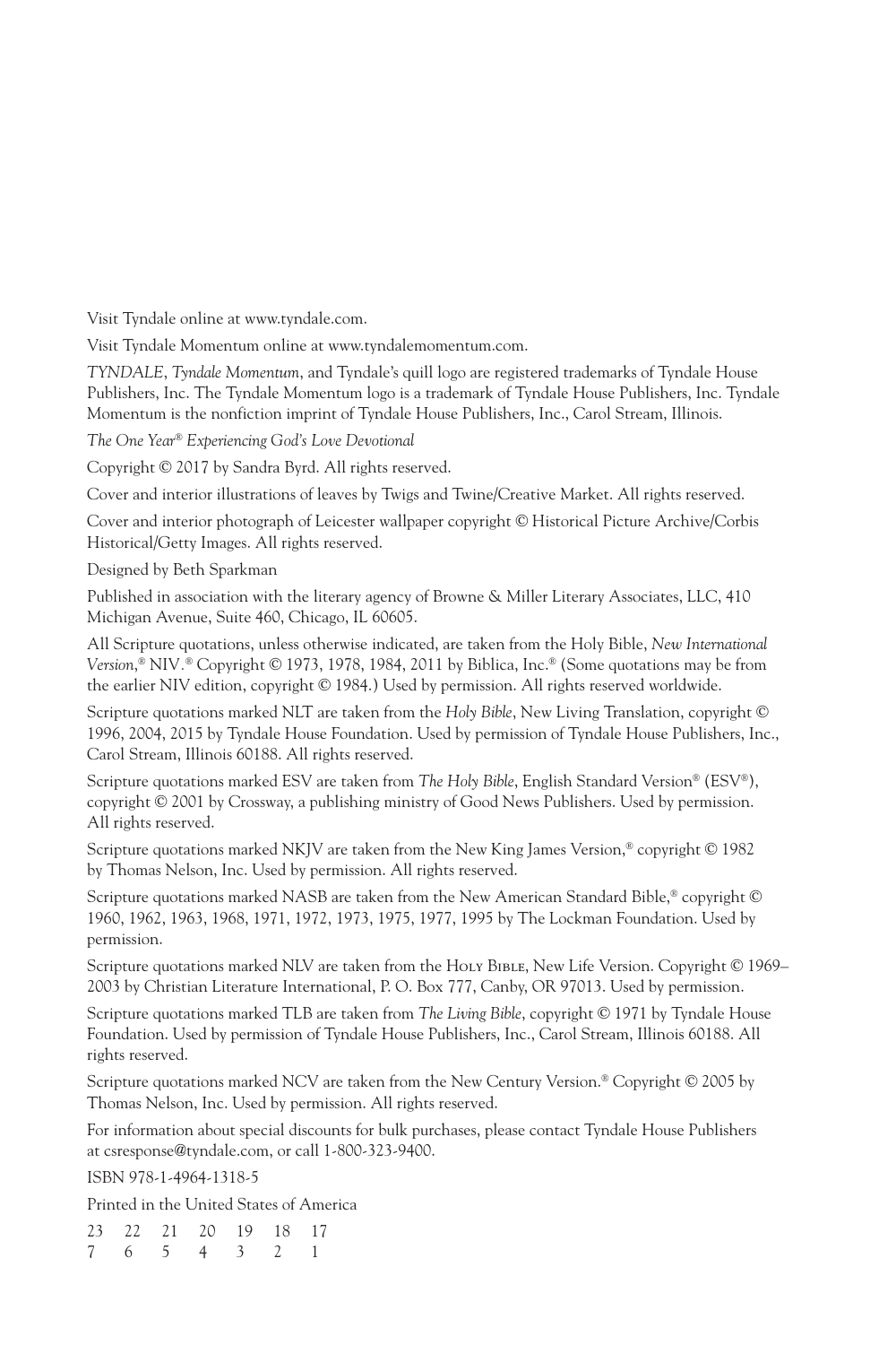Visit Tyndale online at www.tyndale.com.

Visit Tyndale Momentum online at www.tyndalemomentum.com.

*TYNDALE*, *Tyndale Momentum*, and Tyndale's quill logo are registered trademarks of Tyndale House Publishers, Inc. The Tyndale Momentum logo is a trademark of Tyndale House Publishers, Inc. Tyndale Momentum is the nonfiction imprint of Tyndale House Publishers, Inc., Carol Stream, Illinois.

*The One Year® Experiencing God's Love Devotional*

Copyright © 2017 by Sandra Byrd. All rights reserved.

Cover and interior illustrations of leaves by Twigs and Twine/Creative Market. All rights reserved.

Cover and interior photograph of Leicester wallpaper copyright © Historical Picture Archive/Corbis Historical/Getty Images. All rights reserved.

Designed by Beth Sparkman

Published in association with the literary agency of Browne & Miller Literary Associates, LLC, 410 Michigan Avenue, Suite 460, Chicago, IL 60605.

All Scripture quotations, unless otherwise indicated, are taken from the Holy Bible, *New International Version*,® NIV.® Copyright © 1973, 1978, 1984, 2011 by Biblica, Inc.® (Some quotations may be from the earlier NIV edition, copyright © 1984.) Used by permission. All rights reserved worldwide.

Scripture quotations marked NLT are taken from the *Holy Bible*, New Living Translation, copyright © 1996, 2004, 2015 by Tyndale House Foundation. Used by permission of Tyndale House Publishers, Inc., Carol Stream, Illinois 60188. All rights reserved.

Scripture quotations marked ESV are taken from *The Holy Bible*, English Standard Version® (ESV®), copyright © 2001 by Crossway, a publishing ministry of Good News Publishers. Used by permission. All rights reserved.

Scripture quotations marked NKJV are taken from the New King James Version,® copyright © 1982 by Thomas Nelson, Inc. Used by permission. All rights reserved.

Scripture quotations marked NASB are taken from the New American Standard Bible,® copyright © 1960, 1962, 1963, 1968, 1971, 1972, 1973, 1975, 1977, 1995 by The Lockman Foundation. Used by permission.

Scripture quotations marked NLV are taken from the Holy Bible, New Life Version. Copyright © 1969–2003 by Christian Literature International, P. O. Box 777, Canby, OR 97013. Used by permission.

Scripture quotations marked TLB are taken from *The Living Bible*, copyright © 1971 by Tyndale House Foundation. Used by permission of Tyndale House Publishers, Inc., Carol Stream, Illinois 60188. All rights reserved.

Scripture quotations marked NCV are taken from the New Century Version.® Copyright © 2005 by Thomas Nelson, Inc. Used by permission. All rights reserved.

For information about special discounts for bulk purchases, please contact Tyndale House Publishers at csresponse@tyndale.com, or call 1-800-323-9400.

ISBN 978-1-4964-1318-5

Printed in the United States of America

23 22 21 20 19 18 17
7 6 5 4 3 2 1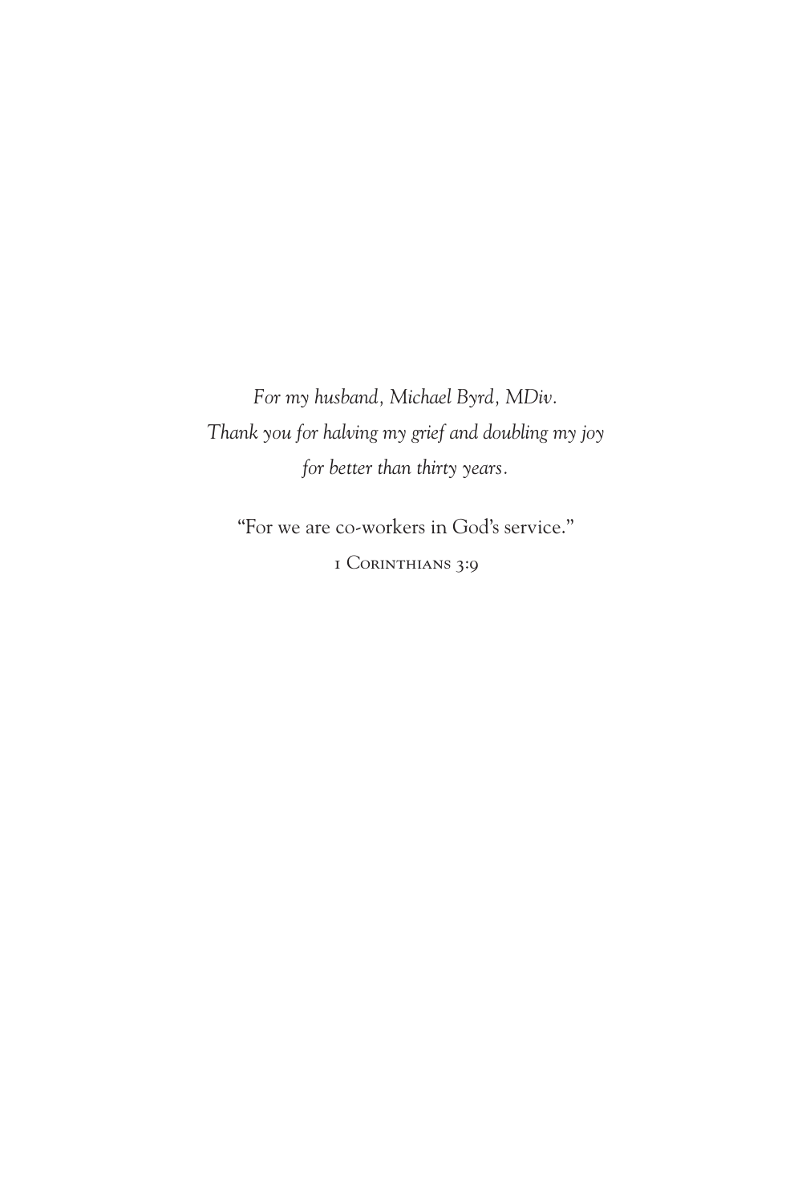*For my husband, Michael Byrd, MDiv.*
*Thank you for halving my grief and doubling my joy*
*for better than thirty years.*

"For we are co-workers in God's service."

1 Corinthians 3:9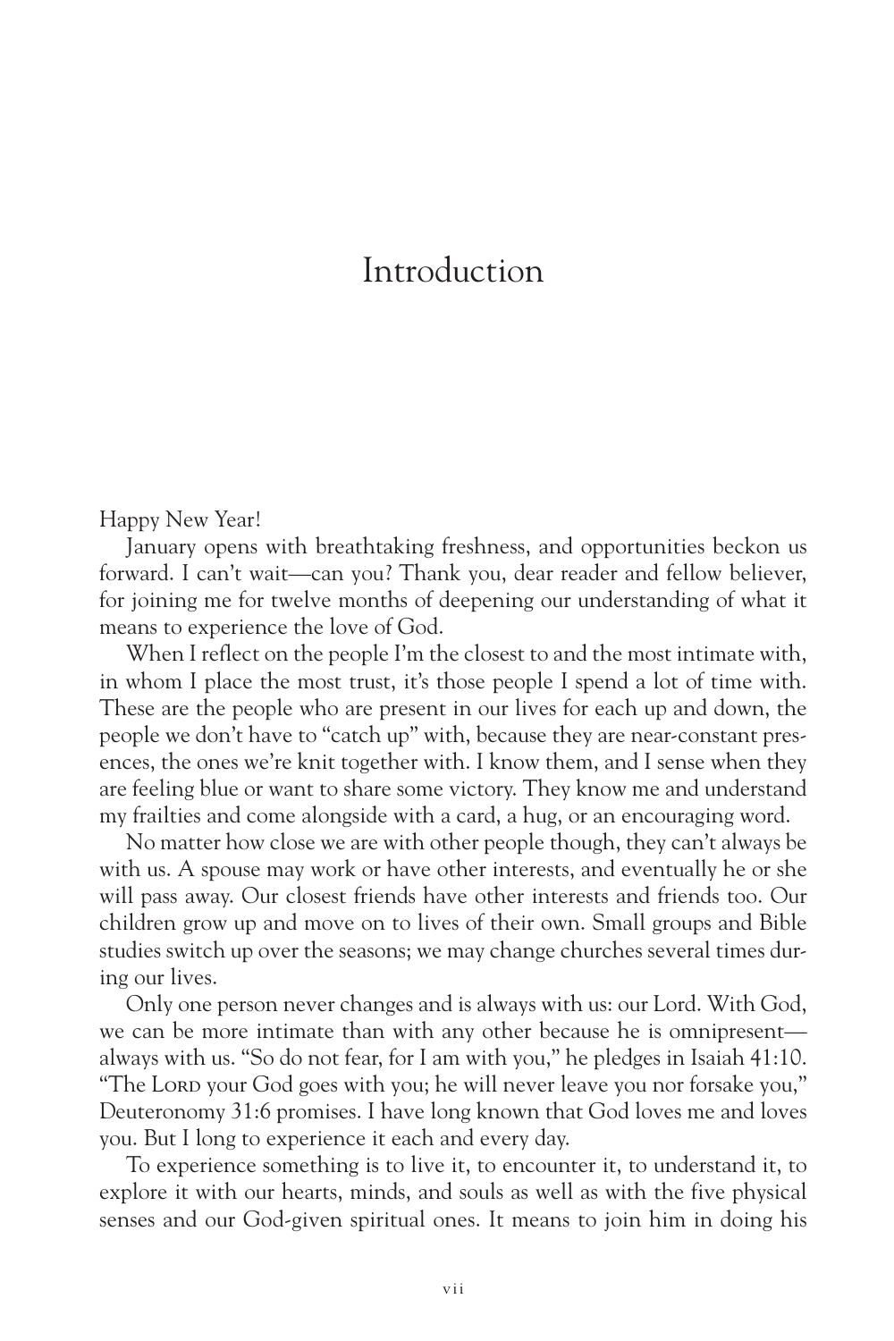# Introduction

Happy New Year!

January opens with breathtaking freshness, and opportunities beckon us forward. I can't wait—can you? Thank you, dear reader and fellow believer, for joining me for twelve months of deepening our understanding of what it means to experience the love of God.

When I reflect on the people I'm the closest to and the most intimate with, in whom I place the most trust, it's those people I spend a lot of time with. These are the people who are present in our lives for each up and down, the people we don't have to "catch up" with, because they are near-constant presences, the ones we're knit together with. I know them, and I sense when they are feeling blue or want to share some victory. They know me and understand my frailties and come alongside with a card, a hug, or an encouraging word.

No matter how close we are with other people though, they can't always be with us. A spouse may work or have other interests, and eventually he or she will pass away. Our closest friends have other interests and friends too. Our children grow up and move on to lives of their own. Small groups and Bible studies switch up over the seasons; we may change churches several times during our lives.

Only one person never changes and is always with us: our Lord. With God, we can be more intimate than with any other because he is omnipresent—always with us. "So do not fear, for I am with you," he pledges in Isaiah 41:10. "The Lord your God goes with you; he will never leave you nor forsake you," Deuteronomy 31:6 promises. I have long known that God loves me and loves you. But I long to experience it each and every day.

To experience something is to live it, to encounter it, to understand it, to explore it with our hearts, minds, and souls as well as with the five physical senses and our God-given spiritual ones. It means to join him in doing his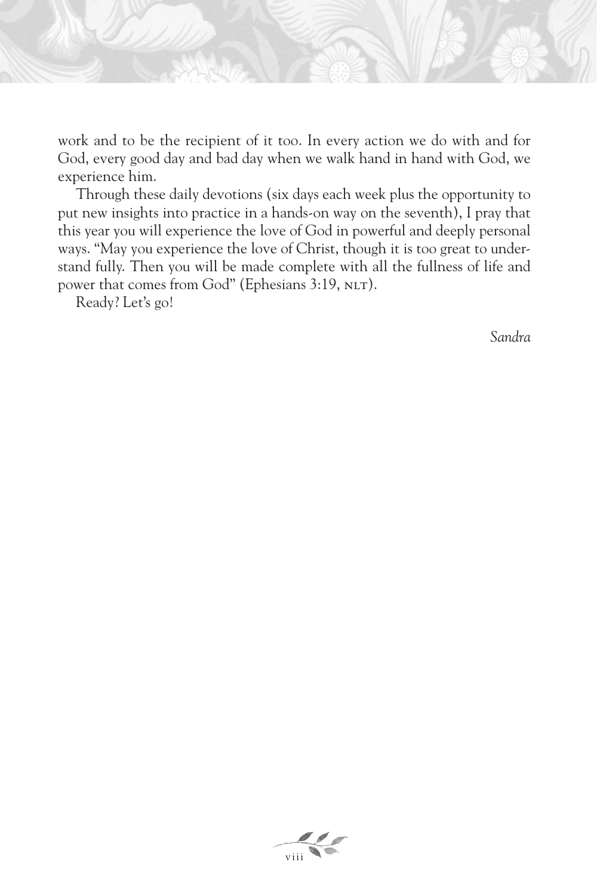work and to be the recipient of it too. In every action we do with and for God, every good day and bad day when we walk hand in hand with God, we experience him.

Through these daily devotions (six days each week plus the opportunity to put new insights into practice in a hands-on way on the seventh), I pray that this year you will experience the love of God in powerful and deeply personal ways. "May you experience the love of Christ, though it is too great to understand fully. Then you will be made complete with all the fullness of life and power that comes from God" (Ephesians 3:19, NLT).

Ready? Let's go!

*Sandra*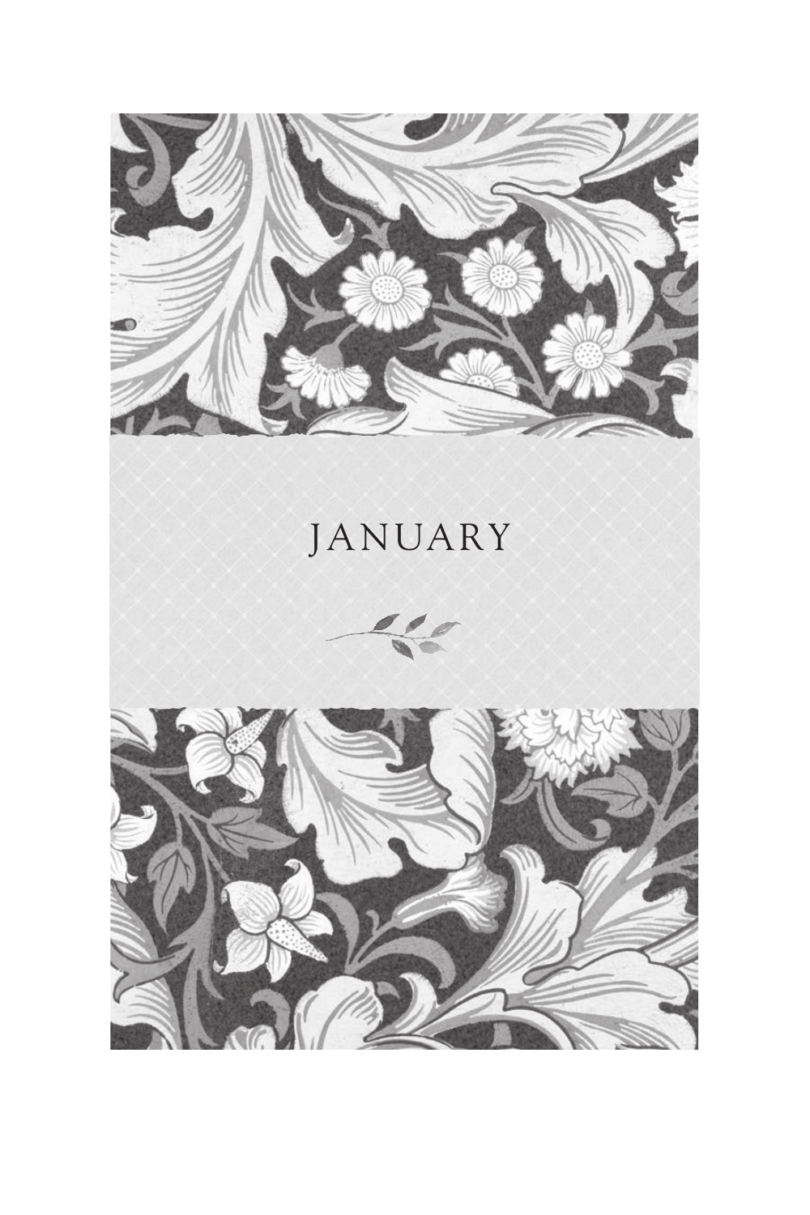# JANUARY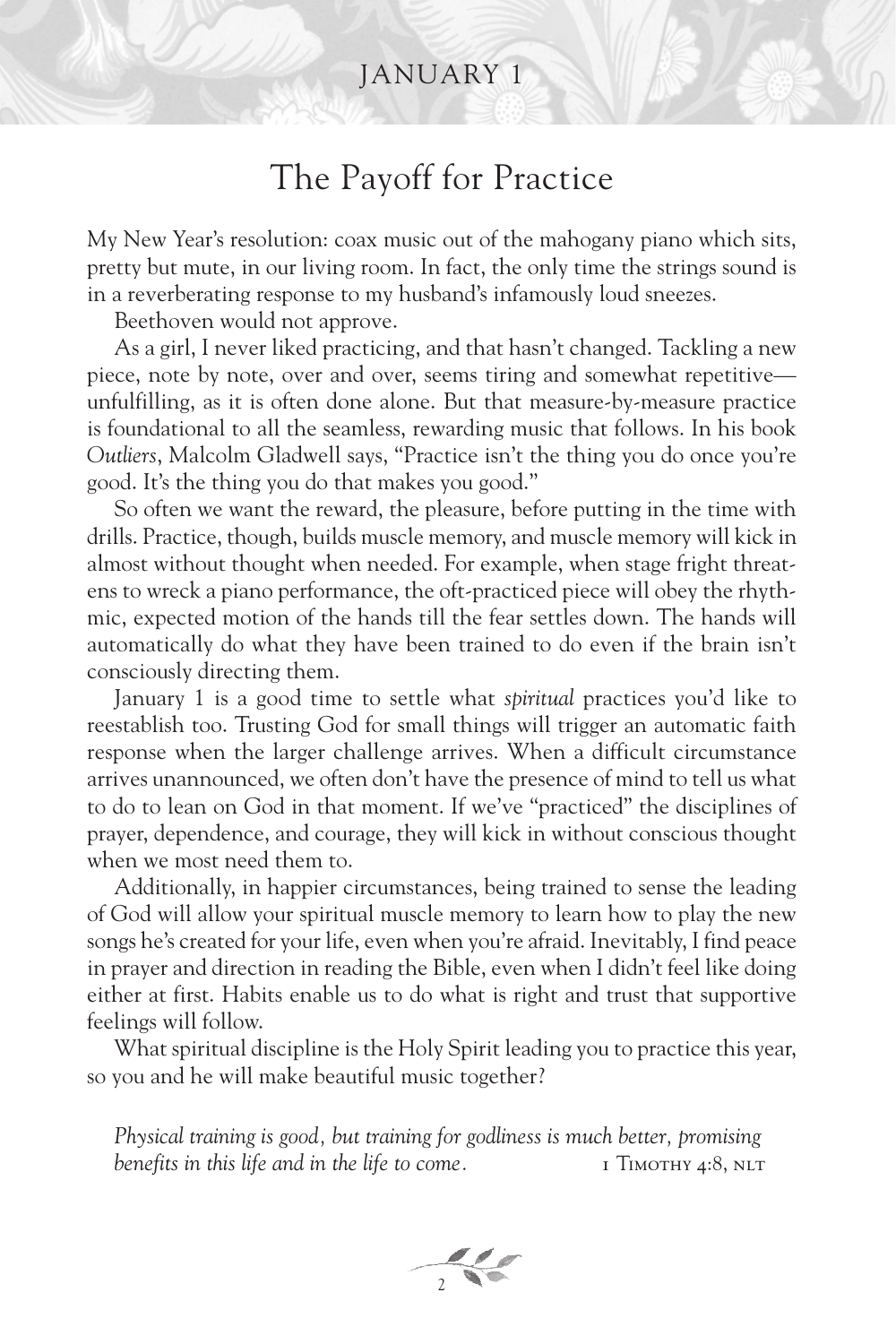JANUARY 1

# The Payoff for Practice

My New Year's resolution: coax music out of the mahogany piano which sits, pretty but mute, in our living room. In fact, the only time the strings sound is in a reverberating response to my husband's infamously loud sneezes.

Beethoven would not approve.

As a girl, I never liked practicing, and that hasn't changed. Tackling a new piece, note by note, over and over, seems tiring and somewhat repetitive—unfulfilling, as it is often done alone. But that measure-by-measure practice is foundational to all the seamless, rewarding music that follows. In his book *Outliers*, Malcolm Gladwell says, "Practice isn't the thing you do once you're good. It's the thing you do that makes you good."

So often we want the reward, the pleasure, before putting in the time with drills. Practice, though, builds muscle memory, and muscle memory will kick in almost without thought when needed. For example, when stage fright threatens to wreck a piano performance, the oft-practiced piece will obey the rhythmic, expected motion of the hands till the fear settles down. The hands will automatically do what they have been trained to do even if the brain isn't consciously directing them.

January 1 is a good time to settle what *spiritual* practices you'd like to reestablish too. Trusting God for small things will trigger an automatic faith response when the larger challenge arrives. When a difficult circumstance arrives unannounced, we often don't have the presence of mind to tell us what to do to lean on God in that moment. If we've "practiced" the disciplines of prayer, dependence, and courage, they will kick in without conscious thought when we most need them to.

Additionally, in happier circumstances, being trained to sense the leading of God will allow your spiritual muscle memory to learn how to play the new songs he's created for your life, even when you're afraid. Inevitably, I find peace in prayer and direction in reading the Bible, even when I didn't feel like doing either at first. Habits enable us to do what is right and trust that supportive feelings will follow.

What spiritual discipline is the Holy Spirit leading you to practice this year, so you and he will make beautiful music together?

*Physical training is good, but training for godliness is much better, promising benefits in this life and in the life to come.* 1 Timothy 4:8, NLT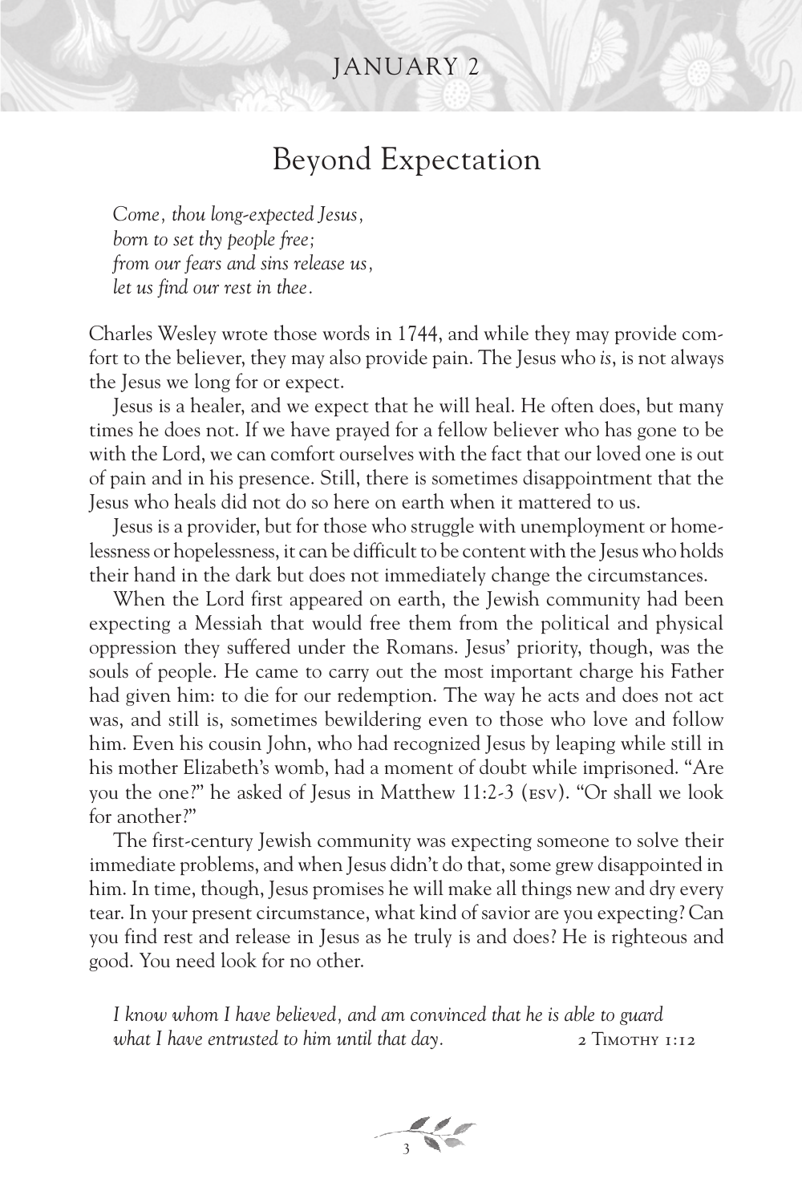## JANUARY 2

# Beyond Expectation

*Come, thou long-expected Jesus,*
*born to set thy people free;*
*from our fears and sins release us,*
*let us find our rest in thee.*

Charles Wesley wrote those words in 1744, and while they may provide comfort to the believer, they may also provide pain. The Jesus who *is*, is not always the Jesus we long for or expect.

Jesus is a healer, and we expect that he will heal. He often does, but many times he does not. If we have prayed for a fellow believer who has gone to be with the Lord, we can comfort ourselves with the fact that our loved one is out of pain and in his presence. Still, there is sometimes disappointment that the Jesus who heals did not do so here on earth when it mattered to us.

Jesus is a provider, but for those who struggle with unemployment or homelessness or hopelessness, it can be difficult to be content with the Jesus who holds their hand in the dark but does not immediately change the circumstances.

When the Lord first appeared on earth, the Jewish community had been expecting a Messiah that would free them from the political and physical oppression they suffered under the Romans. Jesus' priority, though, was the souls of people. He came to carry out the most important charge his Father had given him: to die for our redemption. The way he acts and does not act was, and still is, sometimes bewildering even to those who love and follow him. Even his cousin John, who had recognized Jesus by leaping while still in his mother Elizabeth's womb, had a moment of doubt while imprisoned. "Are you the one?" he asked of Jesus in Matthew 11:2-3 (ESV). "Or shall we look for another?"

The first-century Jewish community was expecting someone to solve their immediate problems, and when Jesus didn't do that, some grew disappointed in him. In time, though, Jesus promises he will make all things new and dry every tear. In your present circumstance, what kind of savior are you expecting? Can you find rest and release in Jesus as he truly is and does? He is righteous and good. You need look for no other.

*I know whom I have believed, and am convinced that he is able to guard what I have entrusted to him until that day.* 2 TIMOTHY 1:12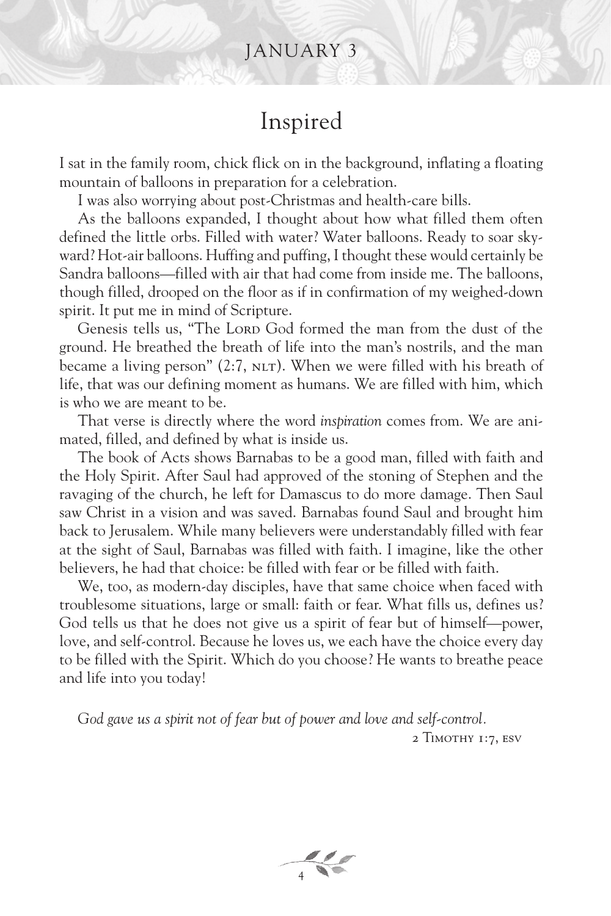## JANUARY 3

# Inspired

I sat in the family room, chick flick on in the background, inflating a floating mountain of balloons in preparation for a celebration.

I was also worrying about post-Christmas and health-care bills.

As the balloons expanded, I thought about how what filled them often defined the little orbs. Filled with water? Water balloons. Ready to soar skyward? Hot-air balloons. Huffing and puffing, I thought these would certainly be Sandra balloons—filled with air that had come from inside me. The balloons, though filled, drooped on the floor as if in confirmation of my weighed-down spirit. It put me in mind of Scripture.

Genesis tells us, "The LORD God formed the man from the dust of the ground. He breathed the breath of life into the man's nostrils, and the man became a living person" (2:7, NLT). When we were filled with his breath of life, that was our defining moment as humans. We are filled with him, which is who we are meant to be.

That verse is directly where the word *inspiration* comes from. We are animated, filled, and defined by what is inside us.

The book of Acts shows Barnabas to be a good man, filled with faith and the Holy Spirit. After Saul had approved of the stoning of Stephen and the ravaging of the church, he left for Damascus to do more damage. Then Saul saw Christ in a vision and was saved. Barnabas found Saul and brought him back to Jerusalem. While many believers were understandably filled with fear at the sight of Saul, Barnabas was filled with faith. I imagine, like the other believers, he had that choice: be filled with fear or be filled with faith.

We, too, as modern-day disciples, have that same choice when faced with troublesome situations, large or small: faith or fear. What fills us, defines us? God tells us that he does not give us a spirit of fear but of himself—power, love, and self-control. Because he loves us, we each have the choice every day to be filled with the Spirit. Which do you choose? He wants to breathe peace and life into you today!

*God gave us a spirit not of fear but of power and love and self-control.*

2 TIMOTHY 1:7, ESV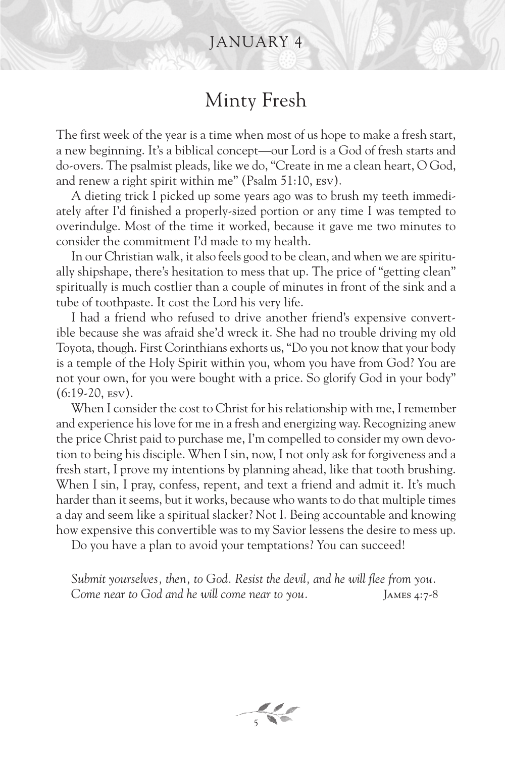JANUARY 4

# Minty Fresh

The first week of the year is a time when most of us hope to make a fresh start, a new beginning. It's a biblical concept—our Lord is a God of fresh starts and do-overs. The psalmist pleads, like we do, "Create in me a clean heart, O God, and renew a right spirit within me" (Psalm 51:10, ESV).

A dieting trick I picked up some years ago was to brush my teeth immediately after I'd finished a properly-sized portion or any time I was tempted to overindulge. Most of the time it worked, because it gave me two minutes to consider the commitment I'd made to my health.

In our Christian walk, it also feels good to be clean, and when we are spiritually shipshape, there's hesitation to mess that up. The price of "getting clean" spiritually is much costlier than a couple of minutes in front of the sink and a tube of toothpaste. It cost the Lord his very life.

I had a friend who refused to drive another friend's expensive convertible because she was afraid she'd wreck it. She had no trouble driving my old Toyota, though. First Corinthians exhorts us, "Do you not know that your body is a temple of the Holy Spirit within you, whom you have from God? You are not your own, for you were bought with a price. So glorify God in your body" (6:19-20, ESV).

When I consider the cost to Christ for his relationship with me, I remember and experience his love for me in a fresh and energizing way. Recognizing anew the price Christ paid to purchase me, I'm compelled to consider my own devotion to being his disciple. When I sin, now, I not only ask for forgiveness and a fresh start, I prove my intentions by planning ahead, like that tooth brushing. When I sin, I pray, confess, repent, and text a friend and admit it. It's much harder than it seems, but it works, because who wants to do that multiple times a day and seem like a spiritual slacker? Not I. Being accountable and knowing how expensive this convertible was to my Savior lessens the desire to mess up.

Do you have a plan to avoid your temptations? You can succeed!

*Submit yourselves, then, to God. Resist the devil, and he will flee from you. Come near to God and he will come near to you.* JAMES 4:7-8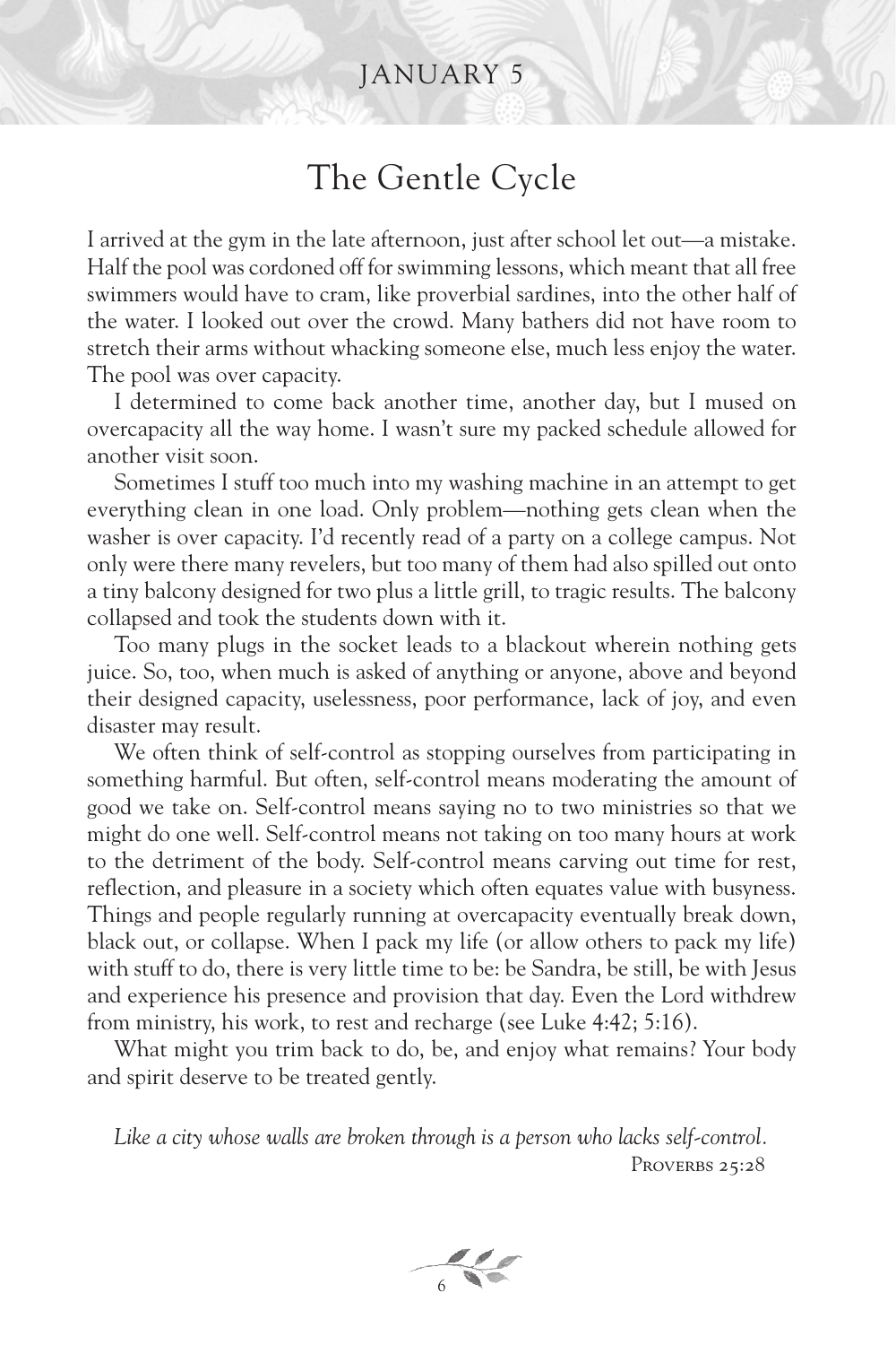JANUARY 5

# The Gentle Cycle

I arrived at the gym in the late afternoon, just after school let out—a mistake. Half the pool was cordoned off for swimming lessons, which meant that all free swimmers would have to cram, like proverbial sardines, into the other half of the water. I looked out over the crowd. Many bathers did not have room to stretch their arms without whacking someone else, much less enjoy the water. The pool was over capacity.

I determined to come back another time, another day, but I mused on overcapacity all the way home. I wasn't sure my packed schedule allowed for another visit soon.

Sometimes I stuff too much into my washing machine in an attempt to get everything clean in one load. Only problem—nothing gets clean when the washer is over capacity. I'd recently read of a party on a college campus. Not only were there many revelers, but too many of them had also spilled out onto a tiny balcony designed for two plus a little grill, to tragic results. The balcony collapsed and took the students down with it.

Too many plugs in the socket leads to a blackout wherein nothing gets juice. So, too, when much is asked of anything or anyone, above and beyond their designed capacity, uselessness, poor performance, lack of joy, and even disaster may result.

We often think of self-control as stopping ourselves from participating in something harmful. But often, self-control means moderating the amount of good we take on. Self-control means saying no to two ministries so that we might do one well. Self-control means not taking on too many hours at work to the detriment of the body. Self-control means carving out time for rest, reflection, and pleasure in a society which often equates value with busyness. Things and people regularly running at overcapacity eventually break down, black out, or collapse. When I pack my life (or allow others to pack my life) with stuff to do, there is very little time to be: be Sandra, be still, be with Jesus and experience his presence and provision that day. Even the Lord withdrew from ministry, his work, to rest and recharge (see Luke 4:42; 5:16).

What might you trim back to do, be, and enjoy what remains? Your body and spirit deserve to be treated gently.

*Like a city whose walls are broken through is a person who lacks self-control.*
PROVERBS 25:28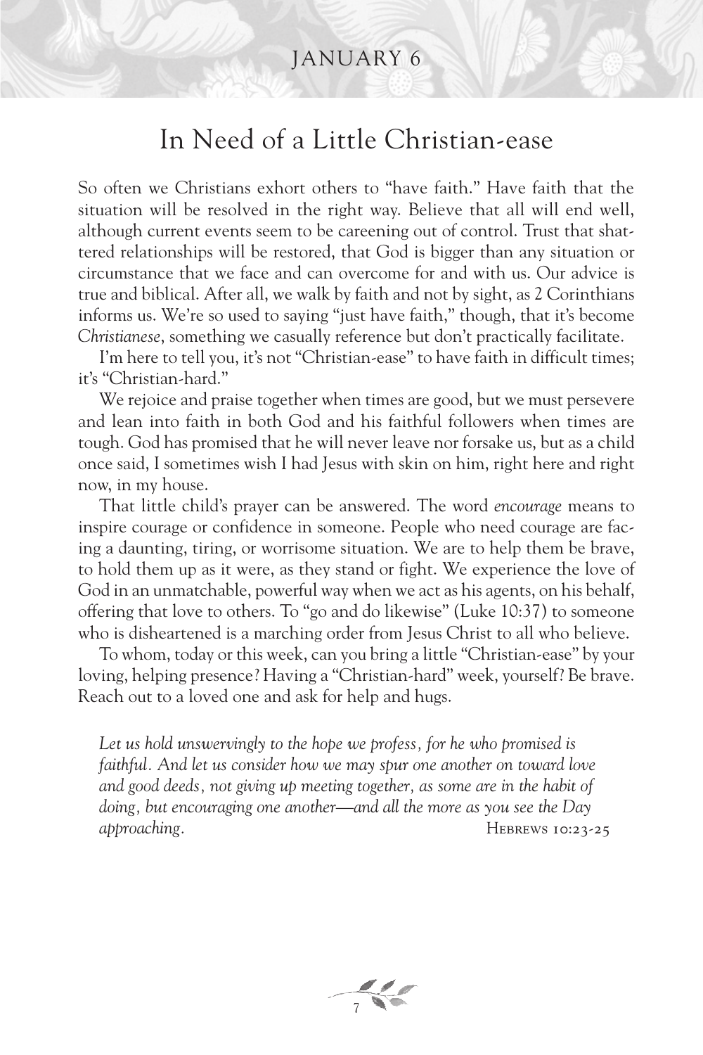JANUARY 6

# In Need of a Little Christian-ease

So often we Christians exhort others to "have faith." Have faith that the situation will be resolved in the right way. Believe that all will end well, although current events seem to be careening out of control. Trust that shattered relationships will be restored, that God is bigger than any situation or circumstance that we face and can overcome for and with us. Our advice is true and biblical. After all, we walk by faith and not by sight, as 2 Corinthians informs us. We're so used to saying "just have faith," though, that it's become *Christianese*, something we casually reference but don't practically facilitate.

I'm here to tell you, it's not "Christian-ease" to have faith in difficult times; it's "Christian-hard."

We rejoice and praise together when times are good, but we must persevere and lean into faith in both God and his faithful followers when times are tough. God has promised that he will never leave nor forsake us, but as a child once said, I sometimes wish I had Jesus with skin on him, right here and right now, in my house.

That little child's prayer can be answered. The word *encourage* means to inspire courage or confidence in someone. People who need courage are facing a daunting, tiring, or worrisome situation. We are to help them be brave, to hold them up as it were, as they stand or fight. We experience the love of God in an unmatchable, powerful way when we act as his agents, on his behalf, offering that love to others. To "go and do likewise" (Luke 10:37) to someone who is disheartened is a marching order from Jesus Christ to all who believe.

To whom, today or this week, can you bring a little "Christian-ease" by your loving, helping presence? Having a "Christian-hard" week, yourself? Be brave. Reach out to a loved one and ask for help and hugs.

*Let us hold unswervingly to the hope we profess, for he who promised is faithful. And let us consider how we may spur one another on toward love and good deeds, not giving up meeting together, as some are in the habit of doing, but encouraging one another—and all the more as you see the Day approaching.* HEBREWS 10:23-25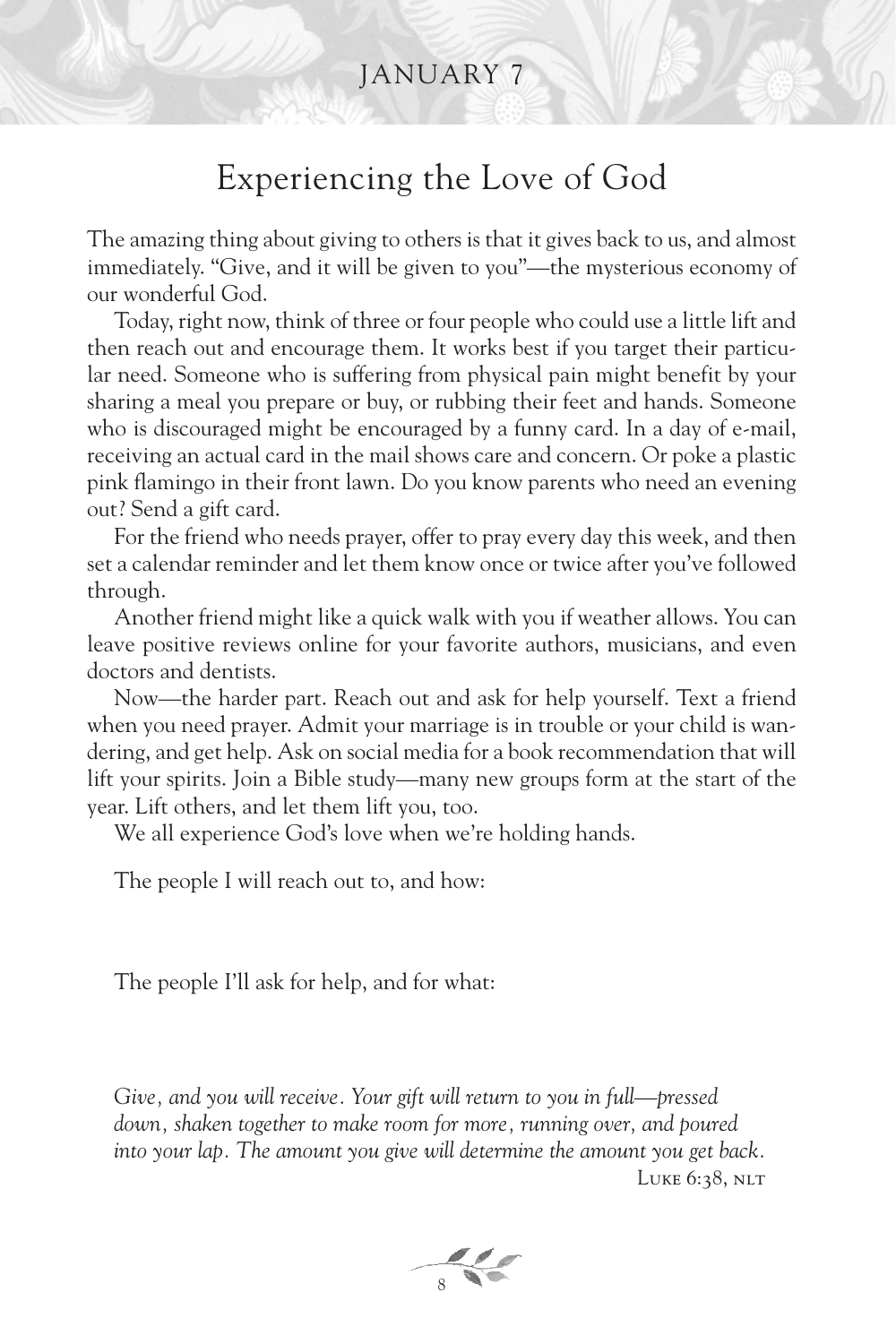JANUARY 7

# Experiencing the Love of God

The amazing thing about giving to others is that it gives back to us, and almost immediately. "Give, and it will be given to you"—the mysterious economy of our wonderful God.

Today, right now, think of three or four people who could use a little lift and then reach out and encourage them. It works best if you target their particular need. Someone who is suffering from physical pain might benefit by your sharing a meal you prepare or buy, or rubbing their feet and hands. Someone who is discouraged might be encouraged by a funny card. In a day of e-mail, receiving an actual card in the mail shows care and concern. Or poke a plastic pink flamingo in their front lawn. Do you know parents who need an evening out? Send a gift card.

For the friend who needs prayer, offer to pray every day this week, and then set a calendar reminder and let them know once or twice after you've followed through.

Another friend might like a quick walk with you if weather allows. You can leave positive reviews online for your favorite authors, musicians, and even doctors and dentists.

Now—the harder part. Reach out and ask for help yourself. Text a friend when you need prayer. Admit your marriage is in trouble or your child is wandering, and get help. Ask on social media for a book recommendation that will lift your spirits. Join a Bible study—many new groups form at the start of the year. Lift others, and let them lift you, too.

We all experience God's love when we're holding hands.

The people I will reach out to, and how:

The people I'll ask for help, and for what:

*Give, and you will receive. Your gift will return to you in full—pressed down, shaken together to make room for more, running over, and poured into your lap. The amount you give will determine the amount you get back.*

LUKE 6:38, NLT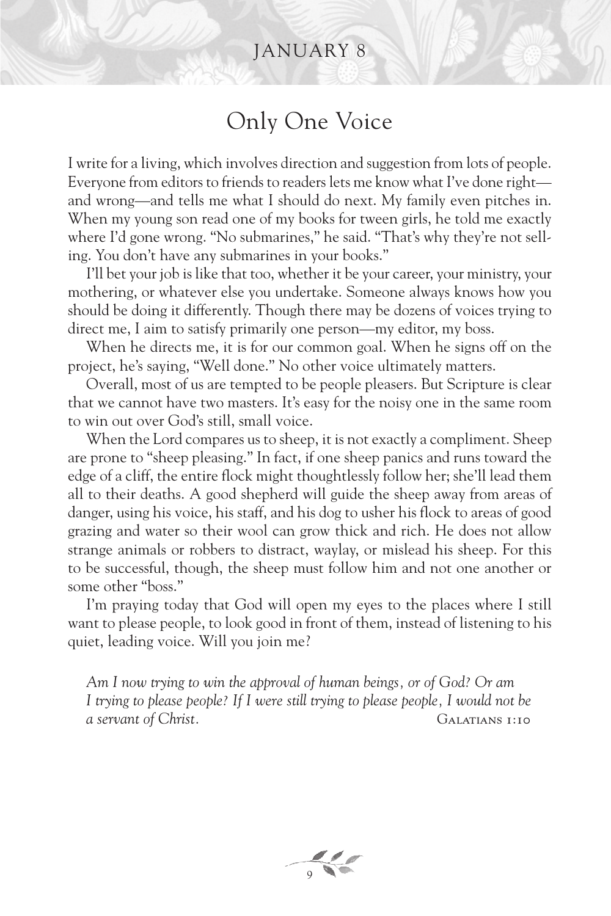JANUARY 8

# Only One Voice

I write for a living, which involves direction and suggestion from lots of people. Everyone from editors to friends to readers lets me know what I've done right—and wrong—and tells me what I should do next. My family even pitches in. When my young son read one of my books for tween girls, he told me exactly where I'd gone wrong. "No submarines," he said. "That's why they're not selling. You don't have any submarines in your books."

I'll bet your job is like that too, whether it be your career, your ministry, your mothering, or whatever else you undertake. Someone always knows how you should be doing it differently. Though there may be dozens of voices trying to direct me, I aim to satisfy primarily one person—my editor, my boss.

When he directs me, it is for our common goal. When he signs off on the project, he's saying, "Well done." No other voice ultimately matters.

Overall, most of us are tempted to be people pleasers. But Scripture is clear that we cannot have two masters. It's easy for the noisy one in the same room to win out over God's still, small voice.

When the Lord compares us to sheep, it is not exactly a compliment. Sheep are prone to "sheep pleasing." In fact, if one sheep panics and runs toward the edge of a cliff, the entire flock might thoughtlessly follow her; she'll lead them all to their deaths. A good shepherd will guide the sheep away from areas of danger, using his voice, his staff, and his dog to usher his flock to areas of good grazing and water so their wool can grow thick and rich. He does not allow strange animals or robbers to distract, waylay, or mislead his sheep. For this to be successful, though, the sheep must follow him and not one another or some other "boss."

I'm praying today that God will open my eyes to the places where I still want to please people, to look good in front of them, instead of listening to his quiet, leading voice. Will you join me?

*Am I now trying to win the approval of human beings, or of God? Or am I trying to please people? If I were still trying to please people, I would not be a servant of Christ.* GALATIANS 1:10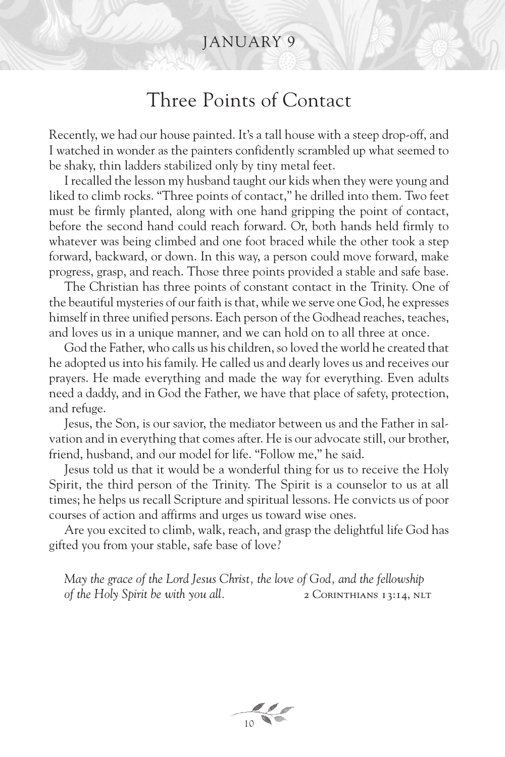JANUARY 9

# Three Points of Contact

Recently, we had our house painted. It's a tall house with a steep drop-off, and I watched in wonder as the painters confidently scrambled up what seemed to be shaky, thin ladders stabilized only by tiny metal feet.

I recalled the lesson my husband taught our kids when they were young and liked to climb rocks. "Three points of contact," he drilled into them. Two feet must be firmly planted, along with one hand gripping the point of contact, before the second hand could reach forward. Or, both hands held firmly to whatever was being climbed and one foot braced while the other took a step forward, backward, or down. In this way, a person could move forward, make progress, grasp, and reach. Those three points provided a stable and safe base.

The Christian has three points of constant contact in the Trinity. One of the beautiful mysteries of our faith is that, while we serve one God, he expresses himself in three unified persons. Each person of the Godhead reaches, teaches, and loves us in a unique manner, and we can hold on to all three at once.

God the Father, who calls us his children, so loved the world he created that he adopted us into his family. He called us and dearly loves us and receives our prayers. He made everything and made the way for everything. Even adults need a daddy, and in God the Father, we have that place of safety, protection, and refuge.

Jesus, the Son, is our savior, the mediator between us and the Father in salvation and in everything that comes after. He is our advocate still, our brother, friend, husband, and our model for life. "Follow me," he said.

Jesus told us that it would be a wonderful thing for us to receive the Holy Spirit, the third person of the Trinity. The Spirit is a counselor to us at all times; he helps us recall Scripture and spiritual lessons. He convicts us of poor courses of action and affirms and urges us toward wise ones.

Are you excited to climb, walk, reach, and grasp the delightful life God has gifted you from your stable, safe base of love?

*May the grace of the Lord Jesus Christ, the love of God, and the fellowship of the Holy Spirit be with you all.* 2 CORINTHIANS 13:14, NLT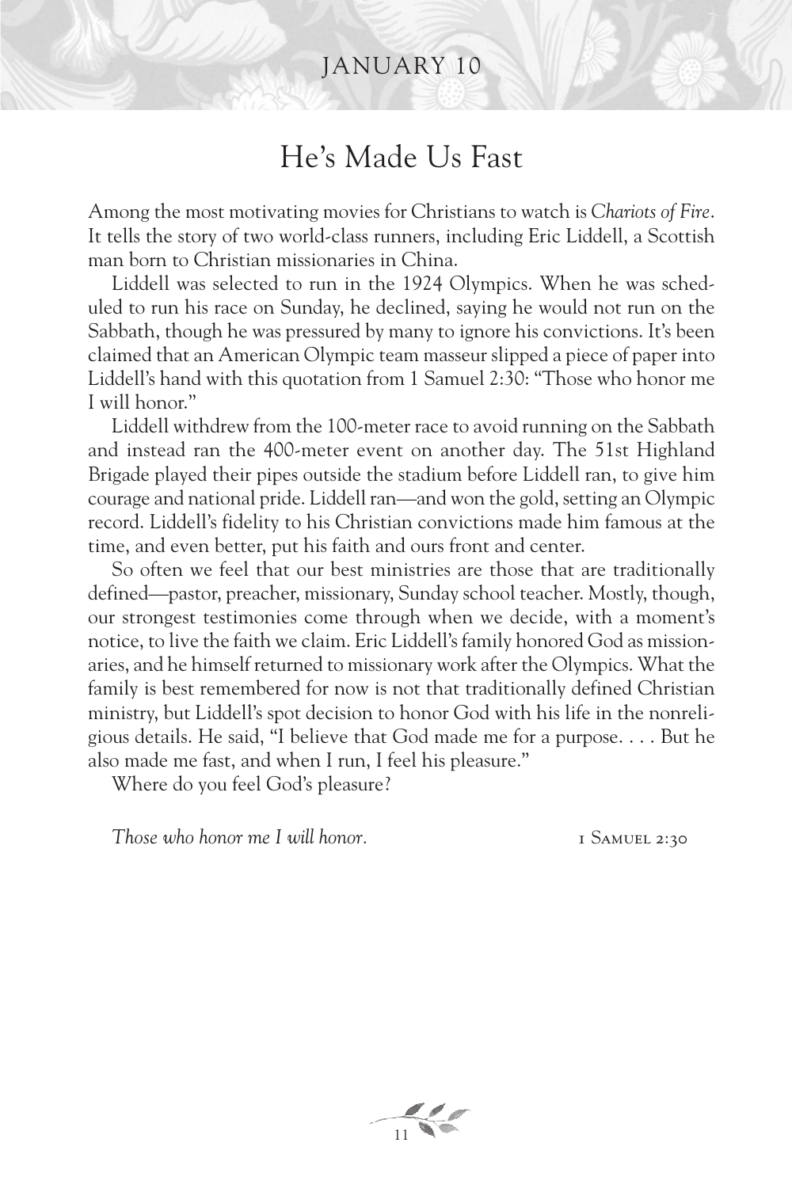JANUARY 10

# He's Made Us Fast

Among the most motivating movies for Christians to watch is *Chariots of Fire*. It tells the story of two world-class runners, including Eric Liddell, a Scottish man born to Christian missionaries in China.

Liddell was selected to run in the 1924 Olympics. When he was scheduled to run his race on Sunday, he declined, saying he would not run on the Sabbath, though he was pressured by many to ignore his convictions. It's been claimed that an American Olympic team masseur slipped a piece of paper into Liddell's hand with this quotation from 1 Samuel 2:30: "Those who honor me I will honor."

Liddell withdrew from the 100-meter race to avoid running on the Sabbath and instead ran the 400-meter event on another day. The 51st Highland Brigade played their pipes outside the stadium before Liddell ran, to give him courage and national pride. Liddell ran—and won the gold, setting an Olympic record. Liddell's fidelity to his Christian convictions made him famous at the time, and even better, put his faith and ours front and center.

So often we feel that our best ministries are those that are traditionally defined—pastor, preacher, missionary, Sunday school teacher. Mostly, though, our strongest testimonies come through when we decide, with a moment's notice, to live the faith we claim. Eric Liddell's family honored God as missionaries, and he himself returned to missionary work after the Olympics. What the family is best remembered for now is not that traditionally defined Christian ministry, but Liddell's spot decision to honor God with his life in the nonreligious details. He said, "I believe that God made me for a purpose. . . . But he also made me fast, and when I run, I feel his pleasure."

Where do you feel God's pleasure?

*Those who honor me I will honor.* 1 SAMUEL 2:30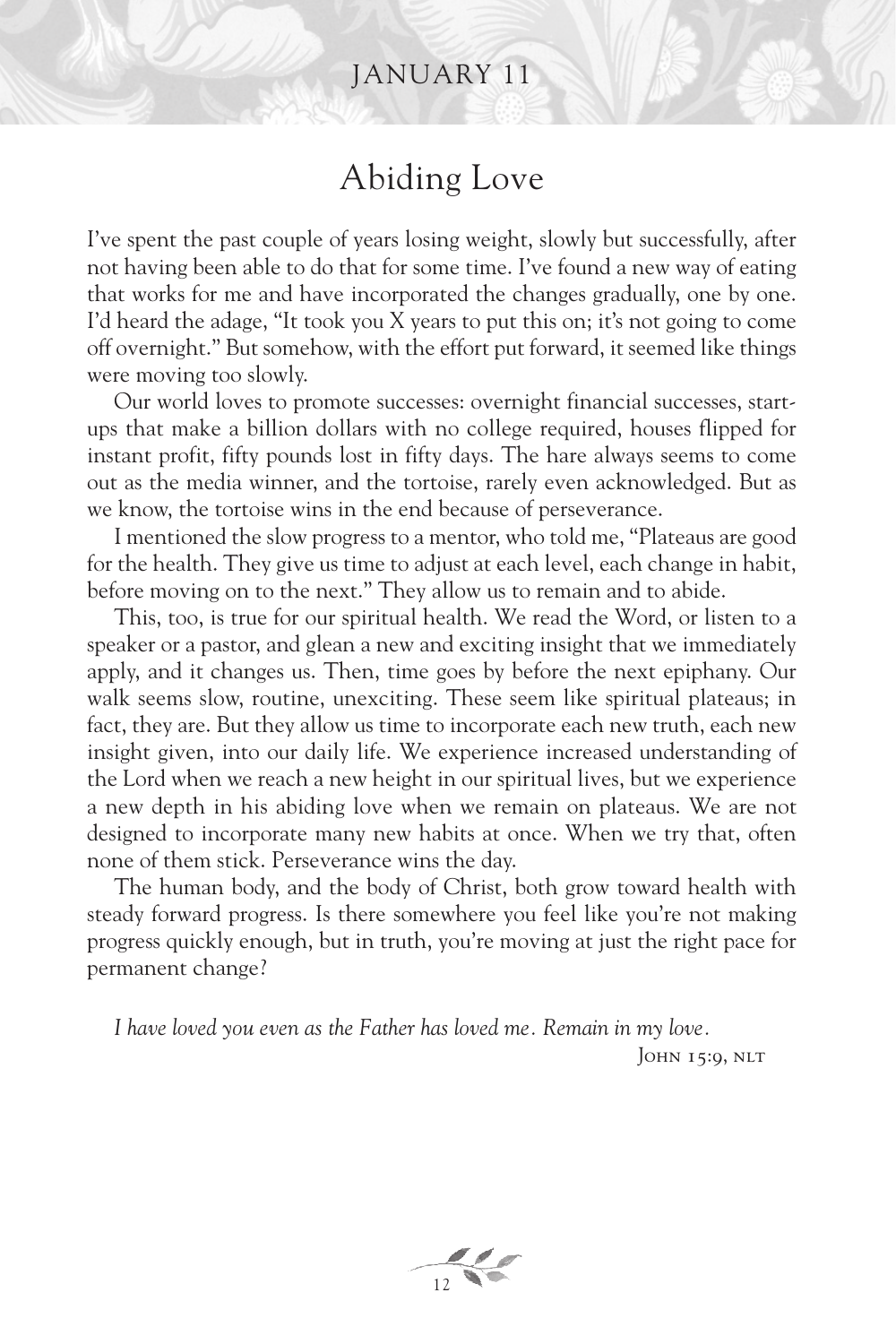JANUARY 11

# Abiding Love

I've spent the past couple of years losing weight, slowly but successfully, after not having been able to do that for some time. I've found a new way of eating that works for me and have incorporated the changes gradually, one by one. I'd heard the adage, "It took you X years to put this on; it's not going to come off overnight." But somehow, with the effort put forward, it seemed like things were moving too slowly.

Our world loves to promote successes: overnight financial successes, start-ups that make a billion dollars with no college required, houses flipped for instant profit, fifty pounds lost in fifty days. The hare always seems to come out as the media winner, and the tortoise, rarely even acknowledged. But as we know, the tortoise wins in the end because of perseverance.

I mentioned the slow progress to a mentor, who told me, "Plateaus are good for the health. They give us time to adjust at each level, each change in habit, before moving on to the next." They allow us to remain and to abide.

This, too, is true for our spiritual health. We read the Word, or listen to a speaker or a pastor, and glean a new and exciting insight that we immediately apply, and it changes us. Then, time goes by before the next epiphany. Our walk seems slow, routine, unexciting. These seem like spiritual plateaus; in fact, they are. But they allow us time to incorporate each new truth, each new insight given, into our daily life. We experience increased understanding of the Lord when we reach a new height in our spiritual lives, but we experience a new depth in his abiding love when we remain on plateaus. We are not designed to incorporate many new habits at once. When we try that, often none of them stick. Perseverance wins the day.

The human body, and the body of Christ, both grow toward health with steady forward progress. Is there somewhere you feel like you're not making progress quickly enough, but in truth, you're moving at just the right pace for permanent change?

*I have loved you even as the Father has loved me. Remain in my love.*

JOHN 15:9, NLT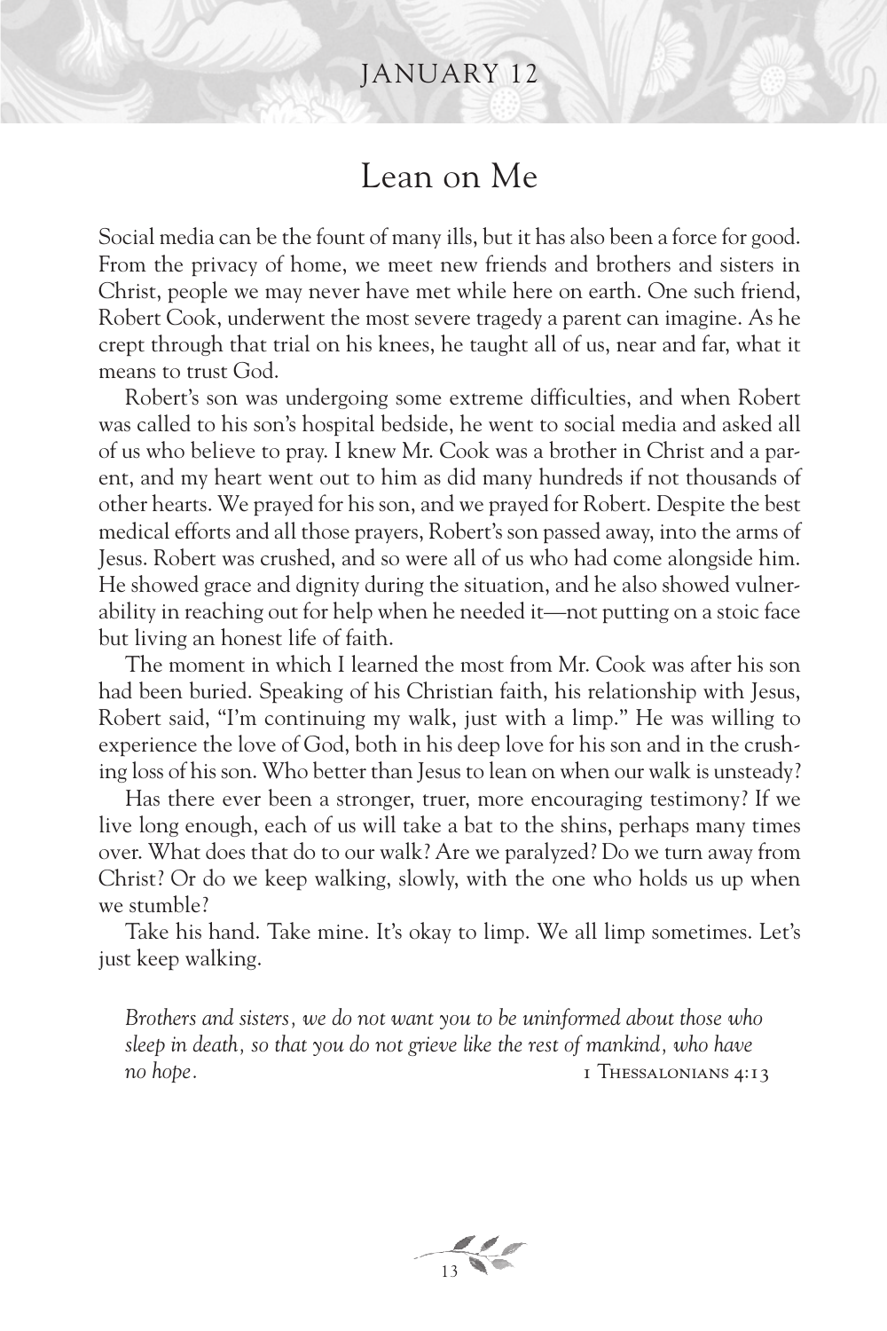JANUARY 12

# Lean on Me

Social media can be the fount of many ills, but it has also been a force for good. From the privacy of home, we meet new friends and brothers and sisters in Christ, people we may never have met while here on earth. One such friend, Robert Cook, underwent the most severe tragedy a parent can imagine. As he crept through that trial on his knees, he taught all of us, near and far, what it means to trust God.

Robert's son was undergoing some extreme difficulties, and when Robert was called to his son's hospital bedside, he went to social media and asked all of us who believe to pray. I knew Mr. Cook was a brother in Christ and a parent, and my heart went out to him as did many hundreds if not thousands of other hearts. We prayed for his son, and we prayed for Robert. Despite the best medical efforts and all those prayers, Robert's son passed away, into the arms of Jesus. Robert was crushed, and so were all of us who had come alongside him. He showed grace and dignity during the situation, and he also showed vulnerability in reaching out for help when he needed it—not putting on a stoic face but living an honest life of faith.

The moment in which I learned the most from Mr. Cook was after his son had been buried. Speaking of his Christian faith, his relationship with Jesus, Robert said, "I'm continuing my walk, just with a limp." He was willing to experience the love of God, both in his deep love for his son and in the crushing loss of his son. Who better than Jesus to lean on when our walk is unsteady?

Has there ever been a stronger, truer, more encouraging testimony? If we live long enough, each of us will take a bat to the shins, perhaps many times over. What does that do to our walk? Are we paralyzed? Do we turn away from Christ? Or do we keep walking, slowly, with the one who holds us up when we stumble?

Take his hand. Take mine. It's okay to limp. We all limp sometimes. Let's just keep walking.

*Brothers and sisters, we do not want you to be uninformed about those who sleep in death, so that you do not grieve like the rest of mankind, who have no hope.* 1 THESSALONIANS 4:13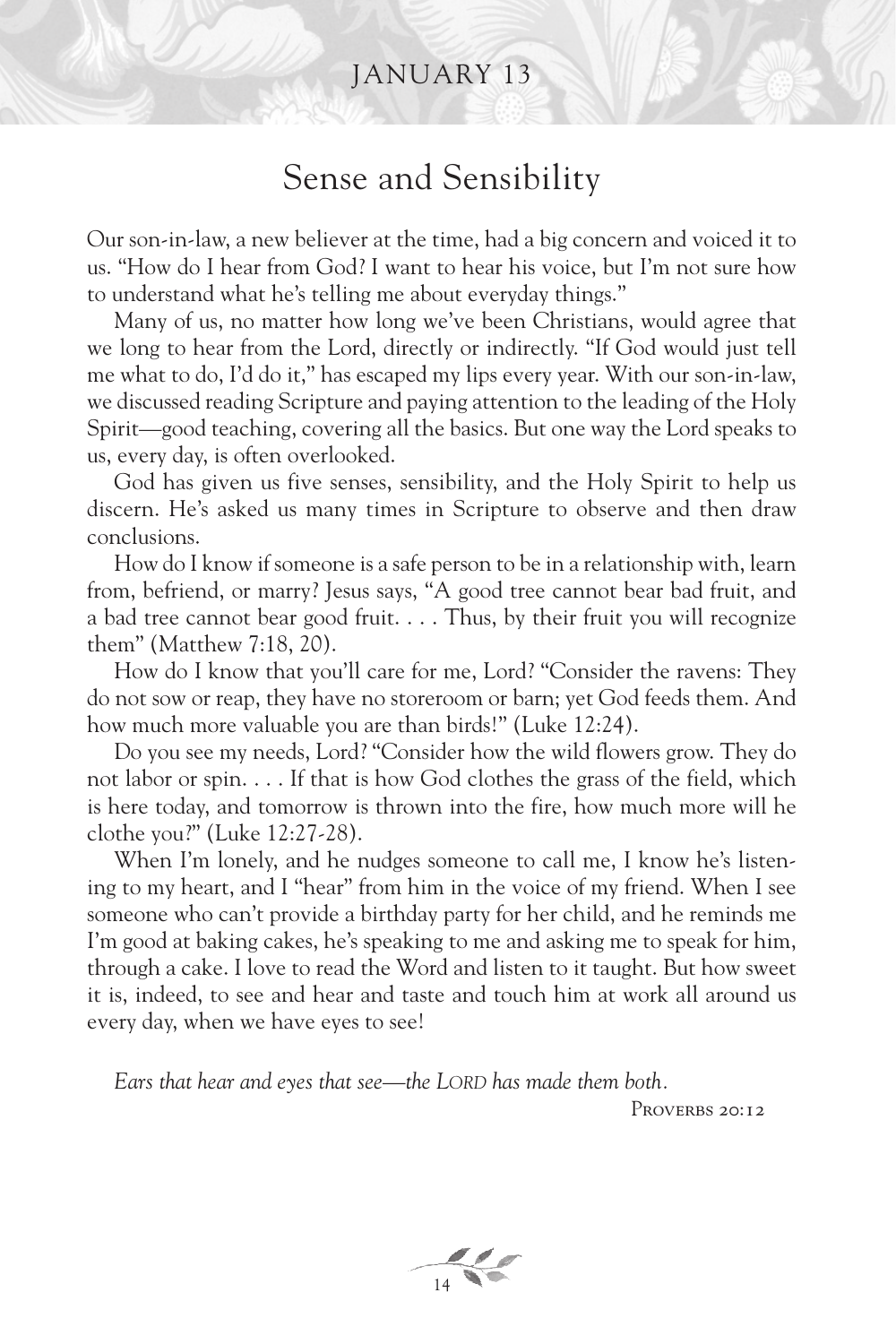JANUARY 13

# Sense and Sensibility

Our son-in-law, a new believer at the time, had a big concern and voiced it to us. "How do I hear from God? I want to hear his voice, but I'm not sure how to understand what he's telling me about everyday things."

Many of us, no matter how long we've been Christians, would agree that we long to hear from the Lord, directly or indirectly. "If God would just tell me what to do, I'd do it," has escaped my lips every year. With our son-in-law, we discussed reading Scripture and paying attention to the leading of the Holy Spirit—good teaching, covering all the basics. But one way the Lord speaks to us, every day, is often overlooked.

God has given us five senses, sensibility, and the Holy Spirit to help us discern. He's asked us many times in Scripture to observe and then draw conclusions.

How do I know if someone is a safe person to be in a relationship with, learn from, befriend, or marry? Jesus says, "A good tree cannot bear bad fruit, and a bad tree cannot bear good fruit. . . . Thus, by their fruit you will recognize them" (Matthew 7:18, 20).

How do I know that you'll care for me, Lord? "Consider the ravens: They do not sow or reap, they have no storeroom or barn; yet God feeds them. And how much more valuable you are than birds!" (Luke 12:24).

Do you see my needs, Lord? "Consider how the wild flowers grow. They do not labor or spin. . . . If that is how God clothes the grass of the field, which is here today, and tomorrow is thrown into the fire, how much more will he clothe you?" (Luke 12:27-28).

When I'm lonely, and he nudges someone to call me, I know he's listening to my heart, and I "hear" from him in the voice of my friend. When I see someone who can't provide a birthday party for her child, and he reminds me I'm good at baking cakes, he's speaking to me and asking me to speak for him, through a cake. I love to read the Word and listen to it taught. But how sweet it is, indeed, to see and hear and taste and touch him at work all around us every day, when we have eyes to see!

*Ears that hear and eyes that see—the LORD has made them both.*

PROVERBS 20:12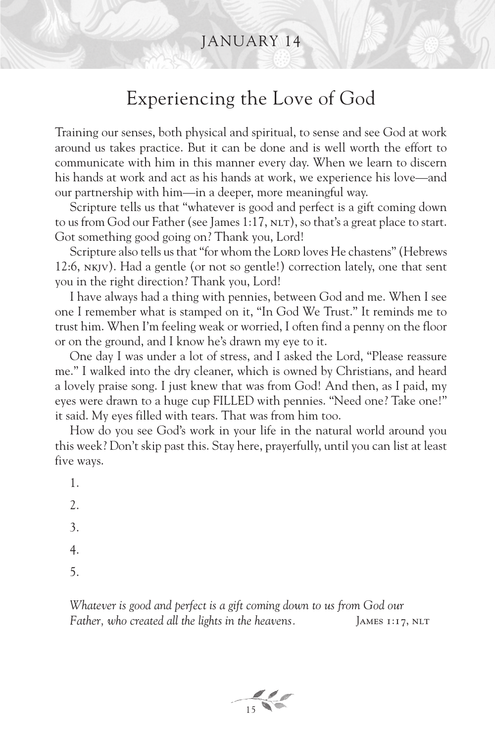JANUARY 14

# Experiencing the Love of God

Training our senses, both physical and spiritual, to sense and see God at work around us takes practice. But it can be done and is well worth the effort to communicate with him in this manner every day. When we learn to discern his hands at work and act as his hands at work, we experience his love—and our partnership with him—in a deeper, more meaningful way.

Scripture tells us that "whatever is good and perfect is a gift coming down to us from God our Father (see James 1:17, NLT), so that's a great place to start. Got something good going on? Thank you, Lord!

Scripture also tells us that "for whom the LORD loves He chastens" (Hebrews 12:6, NKJV). Had a gentle (or not so gentle!) correction lately, one that sent you in the right direction? Thank you, Lord!

I have always had a thing with pennies, between God and me. When I see one I remember what is stamped on it, "In God We Trust." It reminds me to trust him. When I'm feeling weak or worried, I often find a penny on the floor or on the ground, and I know he's drawn my eye to it.

One day I was under a lot of stress, and I asked the Lord, "Please reassure me." I walked into the dry cleaner, which is owned by Christians, and heard a lovely praise song. I just knew that was from God! And then, as I paid, my eyes were drawn to a huge cup FILLED with pennies. "Need one? Take one!" it said. My eyes filled with tears. That was from him too.

How do you see God's work in your life in the natural world around you this week? Don't skip past this. Stay here, prayerfully, until you can list at least five ways.

1.
2.
3.
4.
5.

*Whatever is good and perfect is a gift coming down to us from God our Father, who created all the lights in the heavens.* JAMES 1:17, NLT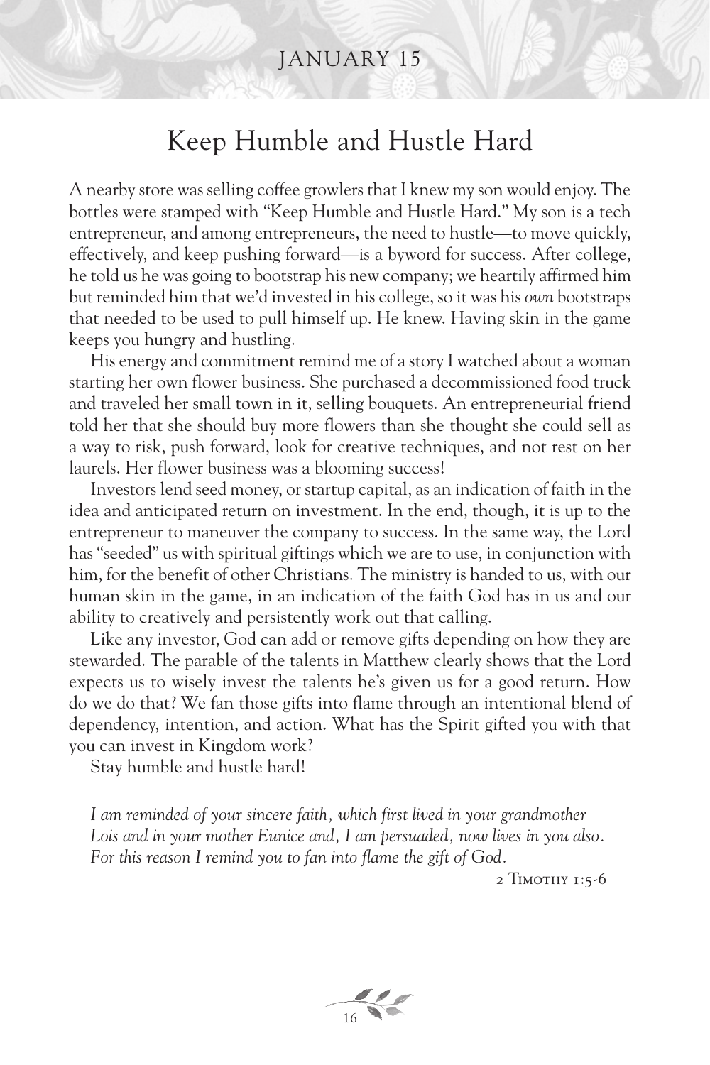JANUARY 15

# Keep Humble and Hustle Hard

A nearby store was selling coffee growlers that I knew my son would enjoy. The bottles were stamped with "Keep Humble and Hustle Hard." My son is a tech entrepreneur, and among entrepreneurs, the need to hustle—to move quickly, effectively, and keep pushing forward—is a byword for success. After college, he told us he was going to bootstrap his new company; we heartily affirmed him but reminded him that we'd invested in his college, so it was his *own* bootstraps that needed to be used to pull himself up. He knew. Having skin in the game keeps you hungry and hustling.

His energy and commitment remind me of a story I watched about a woman starting her own flower business. She purchased a decommissioned food truck and traveled her small town in it, selling bouquets. An entrepreneurial friend told her that she should buy more flowers than she thought she could sell as a way to risk, push forward, look for creative techniques, and not rest on her laurels. Her flower business was a blooming success!

Investors lend seed money, or startup capital, as an indication of faith in the idea and anticipated return on investment. In the end, though, it is up to the entrepreneur to maneuver the company to success. In the same way, the Lord has "seeded" us with spiritual giftings which we are to use, in conjunction with him, for the benefit of other Christians. The ministry is handed to us, with our human skin in the game, in an indication of the faith God has in us and our ability to creatively and persistently work out that calling.

Like any investor, God can add or remove gifts depending on how they are stewarded. The parable of the talents in Matthew clearly shows that the Lord expects us to wisely invest the talents he's given us for a good return. How do we do that? We fan those gifts into flame through an intentional blend of dependency, intention, and action. What has the Spirit gifted you with that you can invest in Kingdom work?

Stay humble and hustle hard!

*I am reminded of your sincere faith, which first lived in your grandmother Lois and in your mother Eunice and, I am persuaded, now lives in you also. For this reason I remind you to fan into flame the gift of God.*

2 Timothy 1:5-6